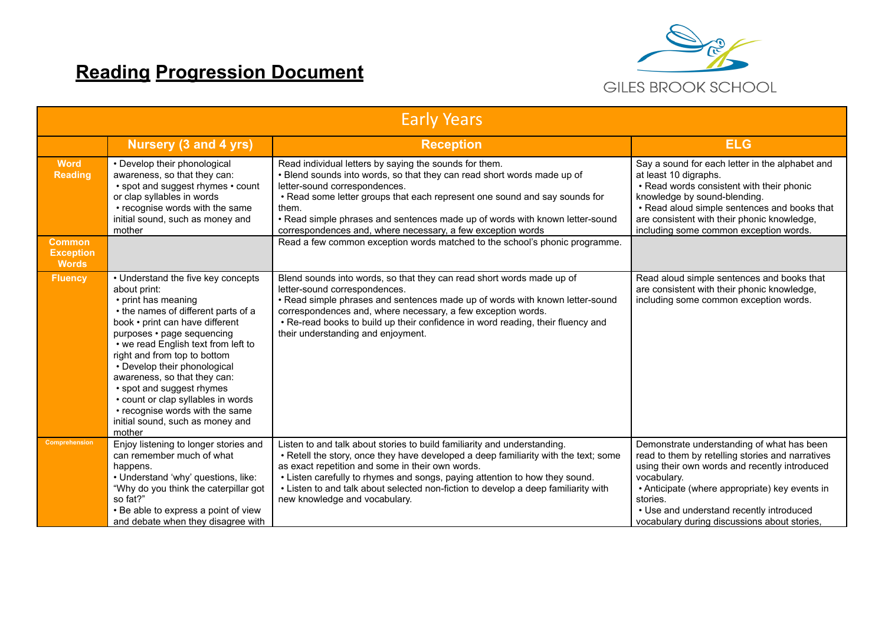# Reading Progression Document

GILES BROOK SCHOOL

| Early Years | | | |
|---|---|---|---|
| | **Nursery (3 and 4 yrs)** | **Reception** | **ELG** |
| **Word Reading** | • Develop their phonological awareness, so that they can: • spot and suggest rhymes • count or clap syllables in words • recognise words with the same initial sound, such as money and mother | Read individual letters by saying the sounds for them. • Blend sounds into words, so that they can read short words made up of letter-sound correspondences. • Read some letter groups that each represent one sound and say sounds for them. • Read simple phrases and sentences made up of words with known letter-sound correspondences and, where necessary, a few exception words | Say a sound for each letter in the alphabet and at least 10 digraphs. • Read words consistent with their phonic knowledge by sound-blending. • Read aloud simple sentences and books that are consistent with their phonic knowledge, including some common exception words. |
| **Common Exception Words** | | Read a few common exception words matched to the school's phonic programme. | |
| **Fluency** | • Understand the five key concepts about print: • print has meaning • the names of different parts of a book • print can have different purposes • page sequencing • we read English text from left to right and from top to bottom • Develop their phonological awareness, so that they can: • spot and suggest rhymes • count or clap syllables in words • recognise words with the same initial sound, such as money and mother | Blend sounds into words, so that they can read short words made up of letter-sound correspondences. • Read simple phrases and sentences made up of words with known letter-sound correspondences and, where necessary, a few exception words. • Re-read books to build up their confidence in word reading, their fluency and their understanding and enjoyment. | Read aloud simple sentences and books that are consistent with their phonic knowledge, including some common exception words. |
| **Comprehension** | Enjoy listening to longer stories and can remember much of what happens. • Understand 'why' questions, like: "Why do you think the caterpillar got so fat?" • Be able to express a point of view and debate when they disagree with | Listen to and talk about stories to build familiarity and understanding. • Retell the story, once they have developed a deep familiarity with the text; some as exact repetition and some in their own words. • Listen carefully to rhymes and songs, paying attention to how they sound. • Listen to and talk about selected non-fiction to develop a deep familiarity with new knowledge and vocabulary. | Demonstrate understanding of what has been read to them by retelling stories and narratives using their own words and recently introduced vocabulary. • Anticipate (where appropriate) key events in stories. • Use and understand recently introduced vocabulary during discussions about stories, |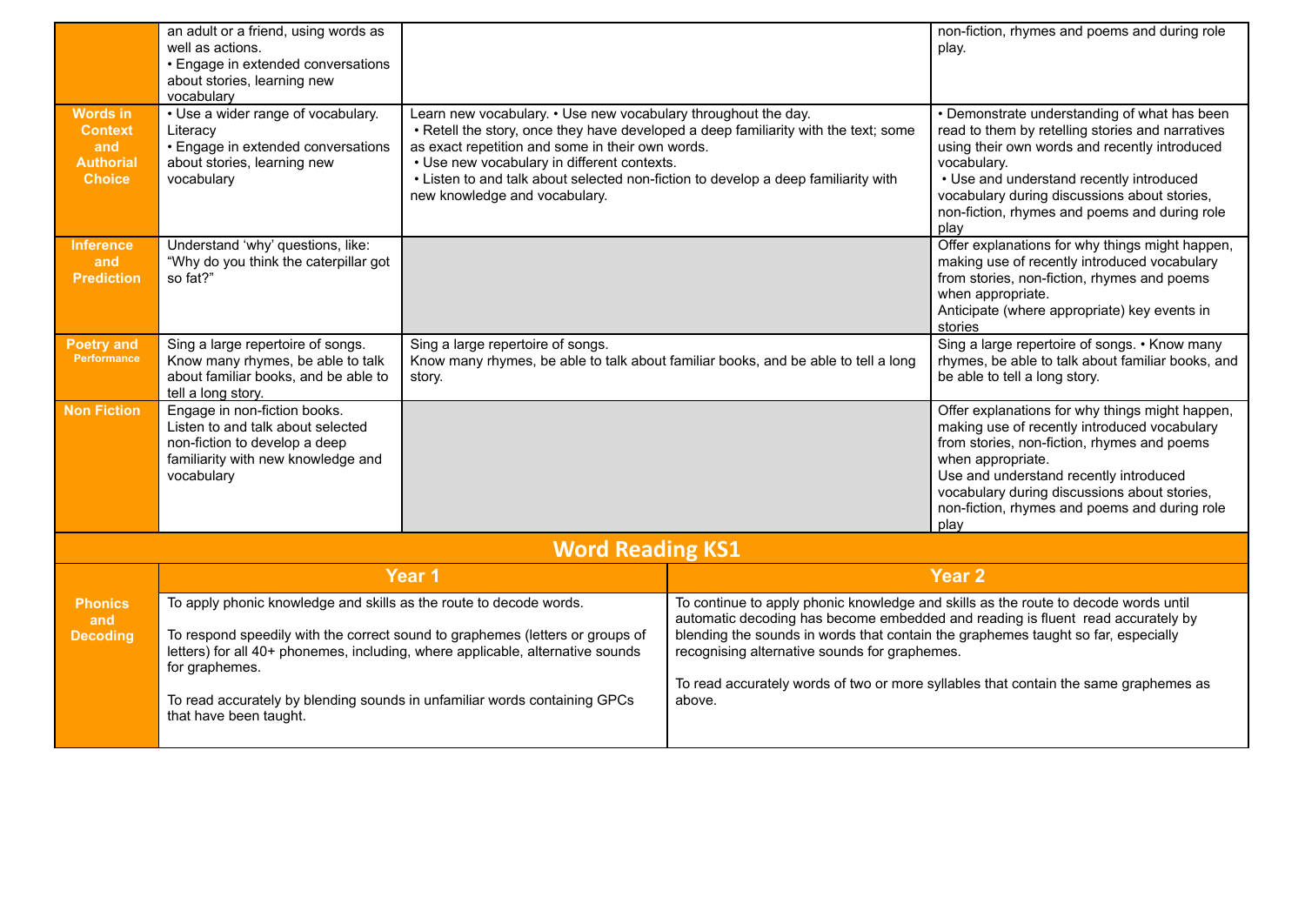| | | | |
|---|---|---|---|
| | an adult or a friend, using words as well as actions.<br>• Engage in extended conversations about stories, learning new vocabulary | | non-fiction, rhymes and poems and during role play. |
| **Words in Context and Authorial Choice** | • Use a wider range of vocabulary. Literacy<br>• Engage in extended conversations about stories, learning new vocabulary | Learn new vocabulary. • Use new vocabulary throughout the day.<br>• Retell the story, once they have developed a deep familiarity with the text; some as exact repetition and some in their own words.<br>• Use new vocabulary in different contexts.<br>• Listen to and talk about selected non-fiction to develop a deep familiarity with new knowledge and vocabulary. | • Demonstrate understanding of what has been read to them by retelling stories and narratives using their own words and recently introduced vocabulary.<br>• Use and understand recently introduced vocabulary during discussions about stories, non-fiction, rhymes and poems and during role play |
| **Inference and Prediction** | Understand 'why' questions, like: "Why do you think the caterpillar got so fat?" | | Offer explanations for why things might happen, making use of recently introduced vocabulary from stories, non-fiction, rhymes and poems when appropriate.<br>Anticipate (where appropriate) key events in stories |
| **Poetry and Performance** | Sing a large repertoire of songs. Know many rhymes, be able to talk about familiar books, and be able to tell a long story. | Sing a large repertoire of songs.<br>Know many rhymes, be able to talk about familiar books, and be able to tell a long story. | Sing a large repertoire of songs. • Know many rhymes, be able to talk about familiar books, and be able to tell a long story. |
| **Non Fiction** | Engage in non-fiction books.<br>Listen to and talk about selected non-fiction to develop a deep familiarity with new knowledge and vocabulary | | Offer explanations for why things might happen, making use of recently introduced vocabulary from stories, non-fiction, rhymes and poems when appropriate.<br>Use and understand recently introduced vocabulary during discussions about stories, non-fiction, rhymes and poems and during role play |

## Word Reading KS1

| | Year 1 | Year 2 |
|---|---|---|
| **Phonics and Decoding** | To apply phonic knowledge and skills as the route to decode words.<br><br>To respond speedily with the correct sound to graphemes (letters or groups of letters) for all 40+ phonemes, including, where applicable, alternative sounds for graphemes.<br><br>To read accurately by blending sounds in unfamiliar words containing GPCs that have been taught. | To continue to apply phonic knowledge and skills as the route to decode words until automatic decoding has become embedded and reading is fluent read accurately by blending the sounds in words that contain the graphemes taught so far, especially recognising alternative sounds for graphemes.<br><br>To read accurately words of two or more syllables that contain the same graphemes as above. |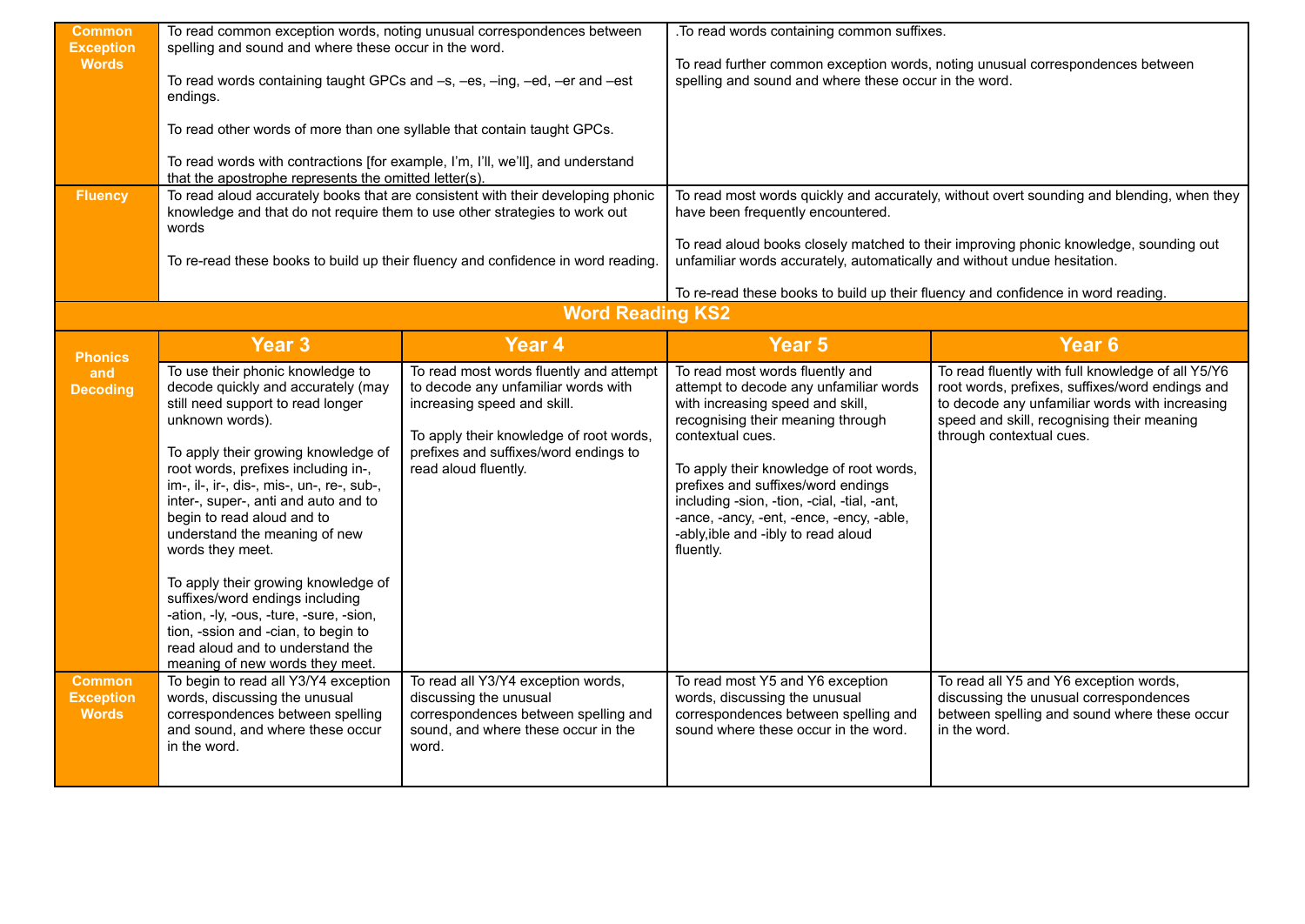| | | |
|---|---|---|
| **Common Exception Words** | To read common exception words, noting unusual correspondences between spelling and sound and where these occur in the word.<br><br>To read words containing taught GPCs and –s, –es, –ing, –ed, –er and –est endings.<br><br>To read other words of more than one syllable that contain taught GPCs.<br><br>To read words with contractions [for example, I'm, I'll, we'll], and understand that the apostrophe represents the omitted letter(s). | .To read words containing common suffixes.<br><br>To read further common exception words, noting unusual correspondences between spelling and sound and where these occur in the word. |
| **Fluency** | To read aloud accurately books that are consistent with their developing phonic knowledge and that do not require them to use other strategies to work out words<br><br>To re-read these books to build up their fluency and confidence in word reading. | To read most words quickly and accurately, without overt sounding and blending, when they have been frequently encountered.<br><br>To read aloud books closely matched to their improving phonic knowledge, sounding out unfamiliar words accurately, automatically and without undue hesitation.<br><br>To re-read these books to build up their fluency and confidence in word reading. |

## Word Reading KS2

| | Year 3 | Year 4 | Year 5 | Year 6 |
|---|---|---|---|---|
| **Phonics and Decoding** | To use their phonic knowledge to decode quickly and accurately (may still need support to read longer unknown words).<br><br>To apply their growing knowledge of root words, prefixes including in-, im-, il-, ir-, dis-, mis-, un-, re-, sub-, inter-, super-, anti and auto and to begin to read aloud and to understand the meaning of new words they meet.<br><br>To apply their growing knowledge of suffixes/word endings including -ation, -ly, -ous, -ture, -sure, -sion, tion, -ssion and -cian, to begin to read aloud and to understand the meaning of new words they meet. | To read most words fluently and attempt to decode any unfamiliar words with increasing speed and skill.<br><br>To apply their knowledge of root words, prefixes and suffixes/word endings to read aloud fluently. | To read most words fluently and attempt to decode any unfamiliar words with increasing speed and skill, recognising their meaning through contextual cues.<br><br>To apply their knowledge of root words, prefixes and suffixes/word endings including -sion, -tion, -cial, -tial, -ant, -ance, -ancy, -ent, -ence, -ency, -able, -ably,ible and -ibly to read aloud fluently. | To read fluently with full knowledge of all Y5/Y6 root words, prefixes, suffixes/word endings and to decode any unfamiliar words with increasing speed and skill, recognising their meaning through contextual cues. |
| **Common Exception Words** | To begin to read all Y3/Y4 exception words, discussing the unusual correspondences between spelling and sound, and where these occur in the word. | To read all Y3/Y4 exception words, discussing the unusual correspondences between spelling and sound, and where these occur in the word. | To read most Y5 and Y6 exception words, discussing the unusual correspondences between spelling and sound where these occur in the word. | To read all Y5 and Y6 exception words, discussing the unusual correspondences between spelling and sound where these occur in the word. |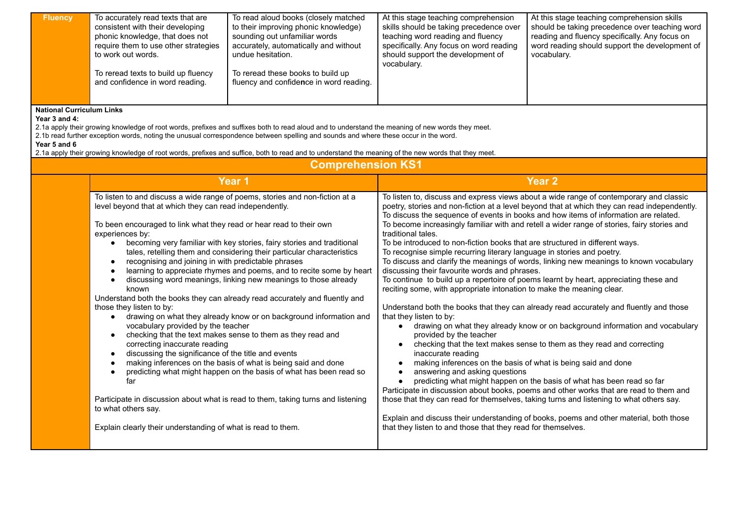| Fluency | To accurately read texts that are consistent with their developing phonic knowledge, that does not require them to use other strategies to work out words.<br><br>To reread texts to build up fluency and confidence in word reading. | To read aloud books (closely matched to their improving phonic knowledge) sounding out unfamiliar words accurately, automatically and without undue hesitation.<br><br>To reread these books to build up fluency and confidence in word reading. | At this stage teaching comprehension skills should be taking precedence over teaching word reading and fluency specifically. Any focus on word reading should support the development of vocabulary. | At this stage teaching comprehension skills should be taking precedence over teaching word reading and fluency specifically. Any focus on word reading should support the development of vocabulary. |
|---|---|---|---|---|

**National Curriculum Links**
**Year 3 and 4:**
2.1a apply their growing knowledge of root words, prefixes and suffixes both to read aloud and to understand the meaning of new words they meet.
2.1b read further exception words, noting the unusual correspondence between spelling and sounds and where these occur in the word.
**Year 5 and 6**
2.1a apply their growing knowledge of root words, prefixes and suffice, both to read and to understand the meaning of the new words that they meet.

## Comprehension KS1

| | Year 1 | Year 2 |
|---|---|---|
| | To listen to and discuss a wide range of poems, stories and non-fiction at a level beyond that at which they can read independently.<br><br>To been encouraged to link what they read or hear read to their own experiences by:<br>• becoming very familiar with key stories, fairy stories and traditional tales, retelling them and considering their particular characteristics<br>• recognising and joining in with predictable phrases<br>• learning to appreciate rhymes and poems, and to recite some by heart<br>• discussing word meanings, linking new meanings to those already known<br>Understand both the books they can already read accurately and fluently and those they listen to by:<br>• drawing on what they already know or on background information and vocabulary provided by the teacher<br>• checking that the text makes sense to them as they read and correcting inaccurate reading<br>• discussing the significance of the title and events<br>• making inferences on the basis of what is being said and done<br>• predicting what might happen on the basis of what has been read so far<br><br>Participate in discussion about what is read to them, taking turns and listening to what others say.<br><br>Explain clearly their understanding of what is read to them. | To listen to, discuss and express views about a wide range of contemporary and classic poetry, stories and non-fiction at a level beyond that at which they can read independently.<br>To discuss the sequence of events in books and how items of information are related.<br>To become increasingly familiar with and retell a wider range of stories, fairy stories and traditional tales.<br>To be introduced to non-fiction books that are structured in different ways.<br>To recognise simple recurring literary language in stories and poetry.<br>To discuss and clarify the meanings of words, linking new meanings to known vocabulary discussing their favourite words and phrases.<br>To continue to build up a repertoire of poems learnt by heart, appreciating these and reciting some, with appropriate intonation to make the meaning clear.<br><br>Understand both the books that they can already read accurately and fluently and those that they listen to by:<br>• drawing on what they already know or on background information and vocabulary provided by the teacher<br>• checking that the text makes sense to them as they read and correcting inaccurate reading<br>• making inferences on the basis of what is being said and done<br>• answering and asking questions<br>• predicting what might happen on the basis of what has been read so far<br>Participate in discussion about books, poems and other works that are read to them and those that they can read for themselves, taking turns and listening to what others say.<br><br>Explain and discuss their understanding of books, poems and other material, both those that they listen to and those that they read for themselves. |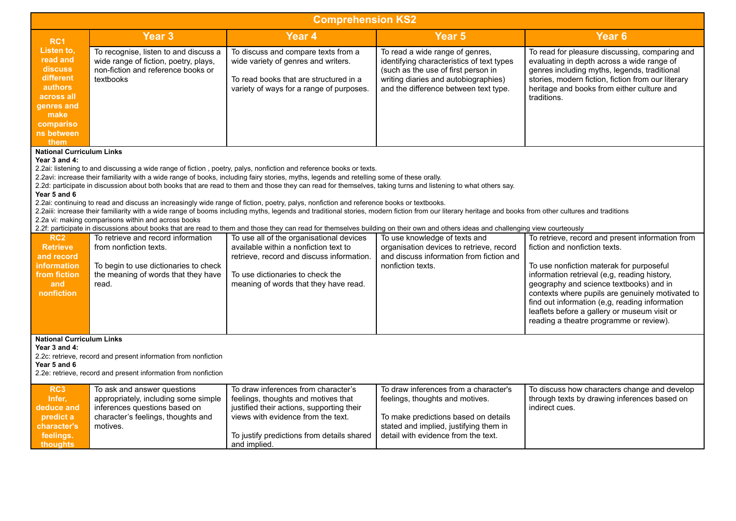# Comprehension KS2

| | Year 3 | Year 4 | Year 5 | Year 6 |
|---|---|---|---|---|
| **RC1 Listen to, read and discuss different authors across all genres and make comparisons between them** | To recognise, listen to and discuss a wide range of fiction, poetry, plays, non-fiction and reference books or textbooks | To discuss and compare texts from a wide variety of genres and writers.<br><br>To read books that are structured in a variety of ways for a range of purposes. | To read a wide range of genres, identifying characteristics of text types (such as the use of first person in writing diaries and autobiographies) and the difference between text type. | To read for pleasure discussing, comparing and evaluating in depth across a wide range of genres including myths, legends, traditional stories, modern fiction, fiction from our literary heritage and books from either culture and traditions. |

**National Curriculum Links**

**Year 3 and 4:**

2.2ai: listening to and discussing a wide range of fiction , poetry, palys, nonfiction and reference books or texts.

2.2avi: increase their familiarity with a wide range of books, including fairy stories, myths, legends and retelling some of these orally.

2.2d: participate in discussion about both books that are read to them and those they can read for themselves, taking turns and listening to what others say.

**Year 5 and 6**

2.2ai: continuing to read and discuss an increasingly wide range of fiction, poetry, palys, nonfiction and reference books or textbooks.

2.2aiii: increase their familiarity with a wide range of booms including myths, legends and traditional stories, modern fiction from our literary heritage and books from other cultures and traditions

2.2a vi: making comparisons within and across books

2.2f: participate in discussions about books that are read to them and those they can read for themselves building on their own and others ideas and challenging view courteously

| | Year 3 | Year 4 | Year 5 | Year 6 |
|---|---|---|---|---|
| **RC2 Retrieve and record information from fiction and nonfiction** | To retrieve and record information from nonfiction texts.<br><br>To begin to use dictionaries to check the meaning of words that they have read. | To use all of the organisational devices available within a nonfiction text to retrieve, record and discuss information.<br><br>To use dictionaries to check the meaning of words that they have read. | To use knowledge of texts and organisation devices to retrieve, record and discuss information from fiction and nonfiction texts. | To retrieve, record and present information from fiction and nonfiction texts.<br><br>To use nonfiction materak for purposeful information retrieval (e,g, reading history, geography and science textbooks) and in contexts where pupils are genuinely motivated to find out information (e,g, reading information leaflets before a gallery or museum visit or reading a theatre programme or review). |

**National Curriculum Links**

**Year 3 and 4:**

2.2c: retrieve, record and present information from nonfiction

**Year 5 and 6**

2.2e: retrieve, record and present information from nonfiction

| | Year 3 | Year 4 | Year 5 | Year 6 |
|---|---|---|---|---|
| **RC3 Infer, deduce and predict a character's feelings. thoughts** | To ask and answer questions appropriately, including some simple inferences questions based on character's feelings, thoughts and motives. | To draw inferences from character's feelings, thoughts and motives that justified their actions, supporting their views with evidence from the text.<br><br>To justify predictions from details shared and implied. | To draw inferences from a character's feelings, thoughts and motives.<br><br>To make predictions based on details stated and implied, justifying them in detail with evidence from the text. | To discuss how characters change and develop through texts by drawing inferences based on indirect cues. |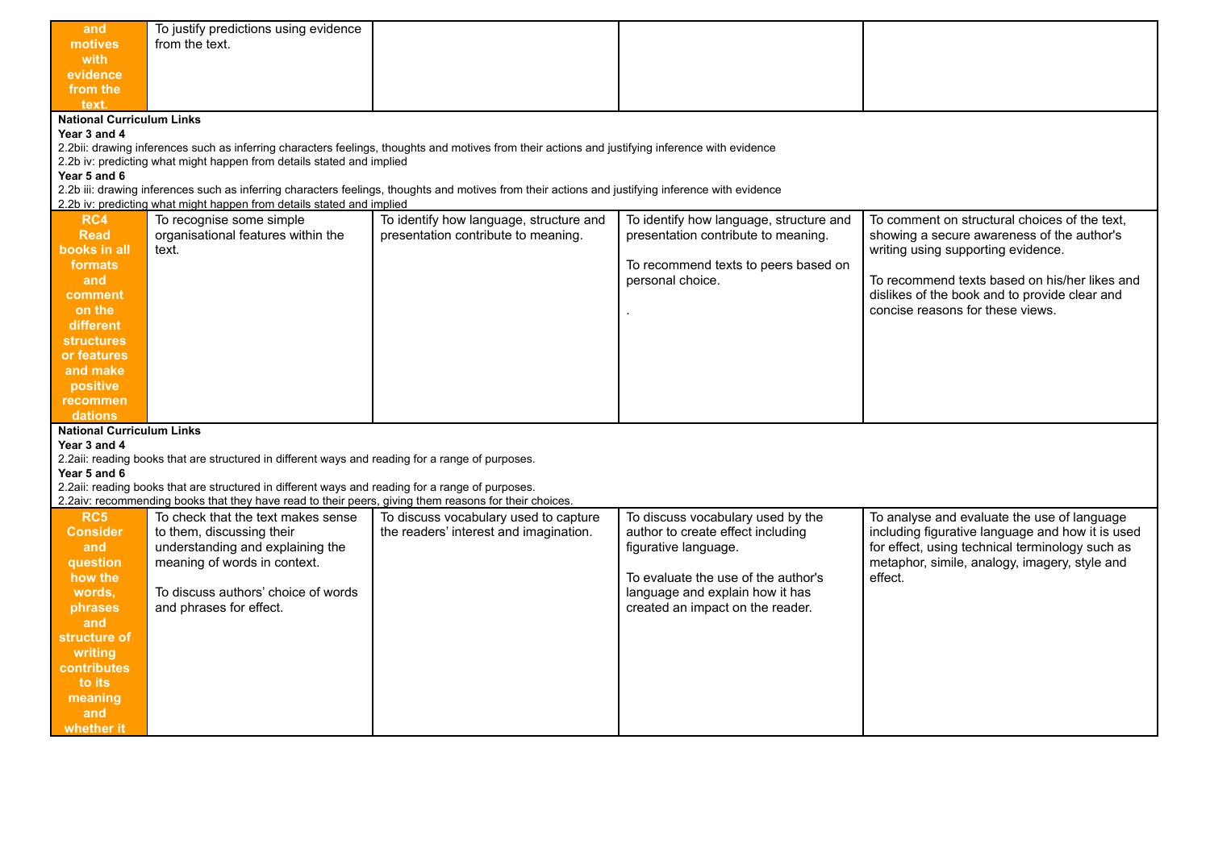| | | | | |
|---|---|---|---|---|
| **and motives with evidence from the text.** | To justify predictions using evidence from the text. | | | |

**National Curriculum Links**
**Year 3 and 4**
2.2bii: drawing inferences such as inferring characters feelings, thoughts and motives from their actions and justifying inference with evidence
2.2b iv: predicting what might happen from details stated and implied
**Year 5 and 6**
2.2b iii: drawing inferences such as inferring characters feelings, thoughts and motives from their actions and justifying inference with evidence
2.2b iv: predicting what might happen from details stated and implied

| | | | | |
|---|---|---|---|---|
| **RC4 Read books in all formats and comment on the different structures or features and make positive recommendations** | To recognise some simple organisational features within the text. | To identify how language, structure and presentation contribute to meaning. | To identify how language, structure and presentation contribute to meaning.<br><br>To recommend texts to peers based on personal choice.<br><br>. | To comment on structural choices of the text, showing a secure awareness of the author's writing using supporting evidence.<br><br>To recommend texts based on his/her likes and dislikes of the book and to provide clear and concise reasons for these views. |

**National Curriculum Links**
**Year 3 and 4**
2.2aii: reading books that are structured in different ways and reading for a range of purposes.
**Year 5 and 6**
2.2aii: reading books that are structured in different ways and reading for a range of purposes.
2.2aiv: recommending books that they have read to their peers, giving them reasons for their choices.

| | | | | |
|---|---|---|---|---|
| **RC5 Consider and question how the words, phrases and structure of writing contributes to its meaning and whether it** | To check that the text makes sense to them, discussing their understanding and explaining the meaning of words in context.<br><br>To discuss authors' choice of words and phrases for effect. | To discuss vocabulary used to capture the readers' interest and imagination. | To discuss vocabulary used by the author to create effect including figurative language.<br><br>To evaluate the use of the author's language and explain how it has created an impact on the reader. | To analyse and evaluate the use of language including figurative language and how it is used for effect, using technical terminology such as metaphor, simile, analogy, imagery, style and effect. |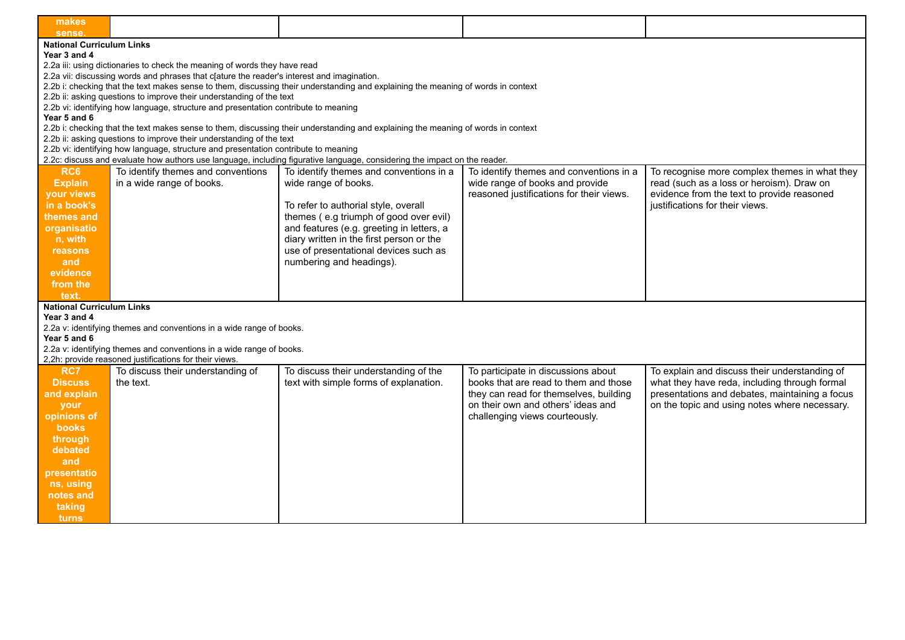| makes sense. | | | | |
|---|---|---|---|---|

**National Curriculum Links**
**Year 3 and 4**
2.2a iii: using dictionaries to check the meaning of words they have read
2.2a vii: discussing words and phrases that c[ature the reader's interest and imagination.
2.2b i: checking that the text makes sense to them, discussing their understanding and explaining the meaning of words in context
2.2b ii: asking questions to improve their understanding of the text
2.2b vi: identifying how language, structure and presentation contribute to meaning
**Year 5 and 6**
2.2b i: checking that the text makes sense to them, discussing their understanding and explaining the meaning of words in context
2.2b ii: asking questions to improve their understanding of the text
2.2b vi: identifying how language, structure and presentation contribute to meaning
2.2c: discuss and evaluate how authors use language, including figurative language, considering the impact on the reader.

| | | | | |
|---|---|---|---|---|
| **RC6 Explain your views in a book's themes and organisation, with reasons and evidence from the text.** | To identify themes and conventions in a wide range of books. | To identify themes and conventions in a wide range of books.<br><br>To refer to authorial style, overall themes ( e.g triumph of good over evil) and features (e.g. greeting in letters, a diary written in the first person or the use of presentational devices such as numbering and headings). | To identify themes and conventions in a wide range of books and provide reasoned justifications for their views. | To recognise more complex themes in what they read (such as a loss or heroism). Draw on evidence from the text to provide reasoned justifications for their views. |

**National Curriculum Links**
**Year 3 and 4**
2.2a v: identifying themes and conventions in a wide range of books.
**Year 5 and 6**
2.2a v: identifying themes and conventions in a wide range of books.
2,2h: provide reasoned justifications for their views.

| | | | | |
|---|---|---|---|---|
| **RC7 Discuss and explain your opinions of books through debated and presentations, using notes and taking turns** | To discuss their understanding of the text. | To discuss their understanding of the text with simple forms of explanation. | To participate in discussions about books that are read to them and those they can read for themselves, building on their own and others' ideas and challenging views courteously. | To explain and discuss their understanding of what they have reda, including through formal presentations and debates, maintaining a focus on the topic and using notes where necessary. |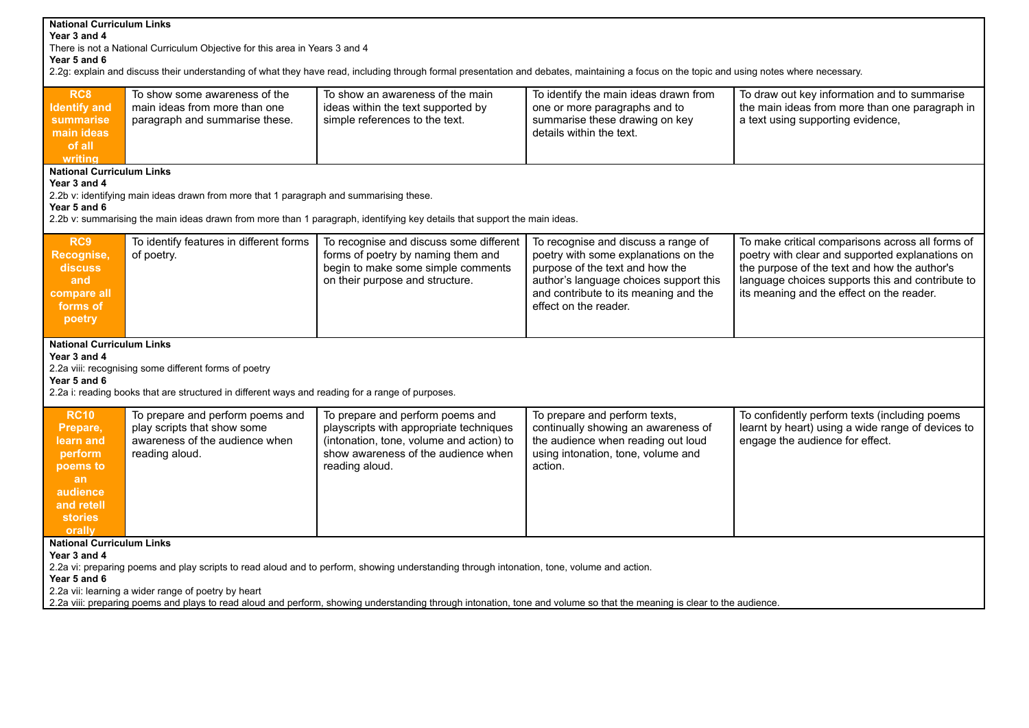**National Curriculum Links**
**Year 3 and 4**
There is not a National Curriculum Objective for this area in Years 3 and 4
**Year 5 and 6**
2.2g: explain and discuss their understanding of what they have read, including through formal presentation and debates, maintaining a focus on the topic and using notes where necessary.

| | | | | |
|---|---|---|---|---|
| **RC8 Identify and summarise main ideas of all writing** | To show some awareness of the main ideas from more than one paragraph and summarise these. | To show an awareness of the main ideas within the text supported by simple references to the text. | To identify the main ideas drawn from one or more paragraphs and to summarise these drawing on key details within the text. | To draw out key information and to summarise the main ideas from more than one paragraph in a text using supporting evidence, |

**National Curriculum Links**
**Year 3 and 4**
2.2b v: identifying main ideas drawn from more that 1 paragraph and summarising these.
**Year 5 and 6**
2.2b v: summarising the main ideas drawn from more than 1 paragraph, identifying key details that support the main ideas.

| | | | | |
|---|---|---|---|---|
| **RC9 Recognise, discuss and compare all forms of poetry** | To identify features in different forms of poetry. | To recognise and discuss some different forms of poetry by naming them and begin to make some simple comments on their purpose and structure. | To recognise and discuss a range of poetry with some explanations on the purpose of the text and how the author's language choices support this and contribute to its meaning and the effect on the reader. | To make critical comparisons across all forms of poetry with clear and supported explanations on the purpose of the text and how the author's language choices supports this and contribute to its meaning and the effect on the reader. |

**National Curriculum Links**
**Year 3 and 4**
2.2a viii: recognising some different forms of poetry
**Year 5 and 6**
2.2a i: reading books that are structured in different ways and reading for a range of purposes.

| | | | | |
|---|---|---|---|---|
| **RC10 Prepare, learn and perform poems to an audience and retell stories orally** | To prepare and perform poems and play scripts that show some awareness of the audience when reading aloud. | To prepare and perform poems and playscripts with appropriate techniques (intonation, tone, volume and action) to show awareness of the audience when reading aloud. | To prepare and perform texts, continually showing an awareness of the audience when reading out loud using intonation, tone, volume and action. | To confidently perform texts (including poems learnt by heart) using a wide range of devices to engage the audience for effect. |

**National Curriculum Links**
**Year 3 and 4**
2.2a vi: preparing poems and play scripts to read aloud and to perform, showing understanding through intonation, tone, volume and action.
**Year 5 and 6**
2.2a vii: learning a wider range of poetry by heart
2.2a viii: preparing poems and plays to read aloud and perform, showing understanding through intonation, tone and volume so that the meaning is clear to the audience.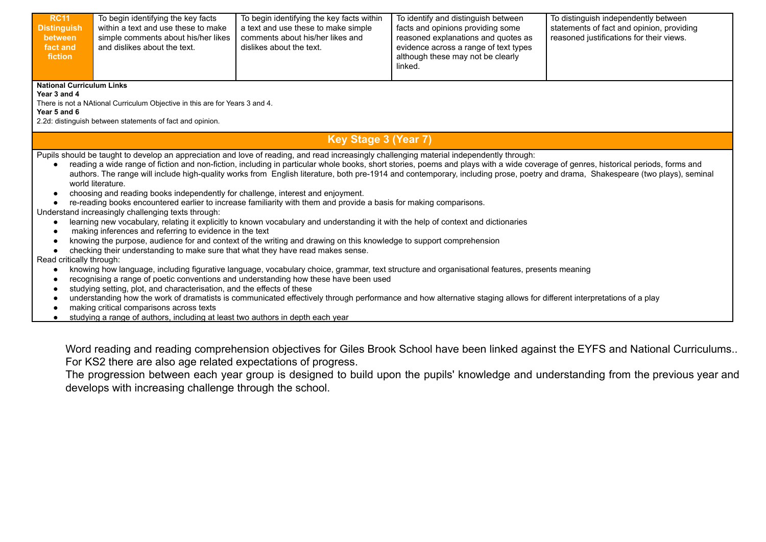| | | | | |
|---|---|---|---|---|
| **RC11 Distinguish between fact and fiction** | To begin identifying the key facts within a text and use these to make simple comments about his/her likes and dislikes about the text. | To begin identifying the key facts within a text and use these to make simple comments about his/her likes and dislikes about the text. | To identify and distinguish between facts and opinions providing some reasoned explanations and quotes as evidence across a range of text types although these may not be clearly linked. | To distinguish independently between statements of fact and opinion, providing reasoned justifications for their views. |

**National Curriculum Links**
**Year 3 and 4**
There is not a NAtional Curriculum Objective in this are for Years 3 and 4.
**Year 5 and 6**
2.2d: distinguish between statements of fact and opinion.

## Key Stage 3 (Year 7)

Pupils should be taught to develop an appreciation and love of reading, and read increasingly challenging material independently through:

- reading a wide range of fiction and non-fiction, including in particular whole books, short stories, poems and plays with a wide coverage of genres, historical periods, forms and authors. The range will include high-quality works from English literature, both pre-1914 and contemporary, including prose, poetry and drama, Shakespeare (two plays), seminal world literature.
- choosing and reading books independently for challenge, interest and enjoyment.
- re-reading books encountered earlier to increase familiarity with them and provide a basis for making comparisons.

Understand increasingly challenging texts through:

- learning new vocabulary, relating it explicitly to known vocabulary and understanding it with the help of context and dictionaries
- making inferences and referring to evidence in the text
- knowing the purpose, audience for and context of the writing and drawing on this knowledge to support comprehension
- checking their understanding to make sure that what they have read makes sense.

Read critically through:

- knowing how language, including figurative language, vocabulary choice, grammar, text structure and organisational features, presents meaning
- recognising a range of poetic conventions and understanding how these have been used
- studying setting, plot, and characterisation, and the effects of these
- understanding how the work of dramatists is communicated effectively through performance and how alternative staging allows for different interpretations of a play
- making critical comparisons across texts
- studying a range of authors, including at least two authors in depth each year

Word reading and reading comprehension objectives for Giles Brook School have been linked against the EYFS and National Curriculums.. For KS2 there are also age related expectations of progress.
The progression between each year group is designed to build upon the pupils' knowledge and understanding from the previous year and develops with increasing challenge through the school.